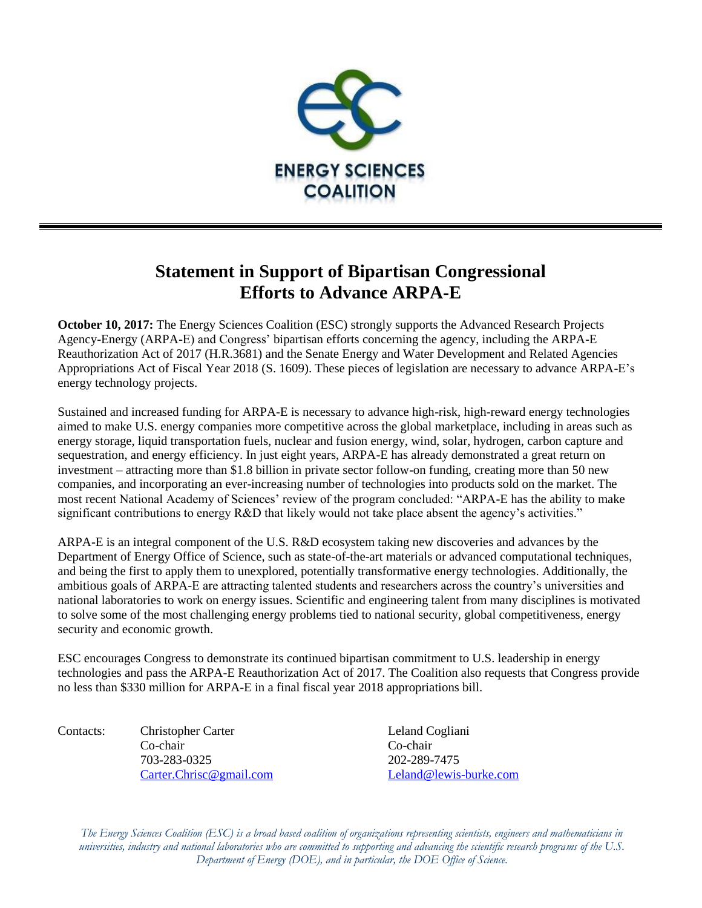ENERGY SCIENCES COALITION

# Statement in Support of Bipartisan Congressional Efforts to Advance ARPA-E

**October 10, 2017:** The Energy Sciences Coalition (ESC) strongly supports the Advanced Research Projects Agency-Energy (ARPA-E) and Congress' bipartisan efforts concerning the agency, including the ARPA-E Reauthorization Act of 2017 (H.R.3681) and the Senate Energy and Water Development and Related Agencies Appropriations Act of Fiscal Year 2018 (S. 1609). These pieces of legislation are necessary to advance ARPA-E's energy technology projects.

Sustained and increased funding for ARPA-E is necessary to advance high-risk, high-reward energy technologies aimed to make U.S. energy companies more competitive across the global marketplace, including in areas such as energy storage, liquid transportation fuels, nuclear and fusion energy, wind, solar, hydrogen, carbon capture and sequestration, and energy efficiency. In just eight years, ARPA-E has already demonstrated a great return on investment – attracting more than $1.8 billion in private sector follow-on funding, creating more than 50 new companies, and incorporating an ever-increasing number of technologies into products sold on the market. The most recent National Academy of Sciences' review of the program concluded: "ARPA-E has the ability to make significant contributions to energy R&D that likely would not take place absent the agency's activities."

ARPA-E is an integral component of the U.S. R&D ecosystem taking new discoveries and advances by the Department of Energy Office of Science, such as state-of-the-art materials or advanced computational techniques, and being the first to apply them to unexplored, potentially transformative energy technologies. Additionally, the ambitious goals of ARPA-E are attracting talented students and researchers across the country's universities and national laboratories to work on energy issues. Scientific and engineering talent from many disciplines is motivated to solve some of the most challenging energy problems tied to national security, global competitiveness, energy security and economic growth.

ESC encourages Congress to demonstrate its continued bipartisan commitment to U.S. leadership in energy technologies and pass the ARPA-E Reauthorization Act of 2017. The Coalition also requests that Congress provide no less than $330 million for ARPA-E in a final fiscal year 2018 appropriations bill.

Contacts:

Christopher Carter
Co-chair
703-283-0325
Carter.Chrisc@gmail.com

Leland Cogliani
Co-chair
202-289-7475
Leland@lewis-burke.com

*The Energy Sciences Coalition (ESC) is a broad based coalition of organizations representing scientists, engineers and mathematicians in universities, industry and national laboratories who are committed to supporting and advancing the scientific research programs of the U.S. Department of Energy (DOE), and in particular, the DOE Office of Science.*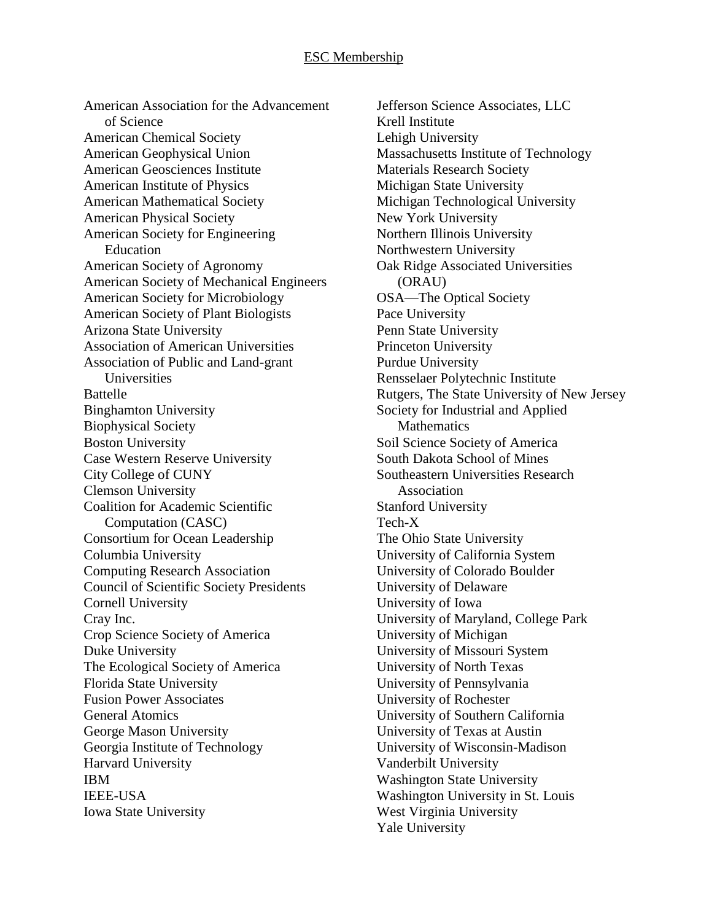## ESC Membership

American Association for the Advancement of Science
American Chemical Society
American Geophysical Union
American Geosciences Institute
American Institute of Physics
American Mathematical Society
American Physical Society
American Society for Engineering Education
American Society of Agronomy
American Society of Mechanical Engineers
American Society for Microbiology
American Society of Plant Biologists
Arizona State University
Association of American Universities
Association of Public and Land-grant Universities
Battelle
Binghamton University
Biophysical Society
Boston University
Case Western Reserve University
City College of CUNY
Clemson University
Coalition for Academic Scientific Computation (CASC)
Consortium for Ocean Leadership
Columbia University
Computing Research Association
Council of Scientific Society Presidents
Cornell University
Cray Inc.
Crop Science Society of America
Duke University
The Ecological Society of America
Florida State University
Fusion Power Associates
General Atomics
George Mason University
Georgia Institute of Technology
Harvard University
IBM
IEEE-USA
Iowa State University
Jefferson Science Associates, LLC
Krell Institute
Lehigh University
Massachusetts Institute of Technology
Materials Research Society
Michigan State University
Michigan Technological University
New York University
Northern Illinois University
Northwestern University
Oak Ridge Associated Universities (ORAU)
OSA—The Optical Society
Pace University
Penn State University
Princeton University
Purdue University
Rensselaer Polytechnic Institute
Rutgers, The State University of New Jersey
Society for Industrial and Applied Mathematics
Soil Science Society of America
South Dakota School of Mines
Southeastern Universities Research Association
Stanford University
Tech-X
The Ohio State University
University of California System
University of Colorado Boulder
University of Delaware
University of Iowa
University of Maryland, College Park
University of Michigan
University of Missouri System
University of North Texas
University of Pennsylvania
University of Rochester
University of Southern California
University of Texas at Austin
University of Wisconsin-Madison
Vanderbilt University
Washington State University
Washington University in St. Louis
West Virginia University
Yale University